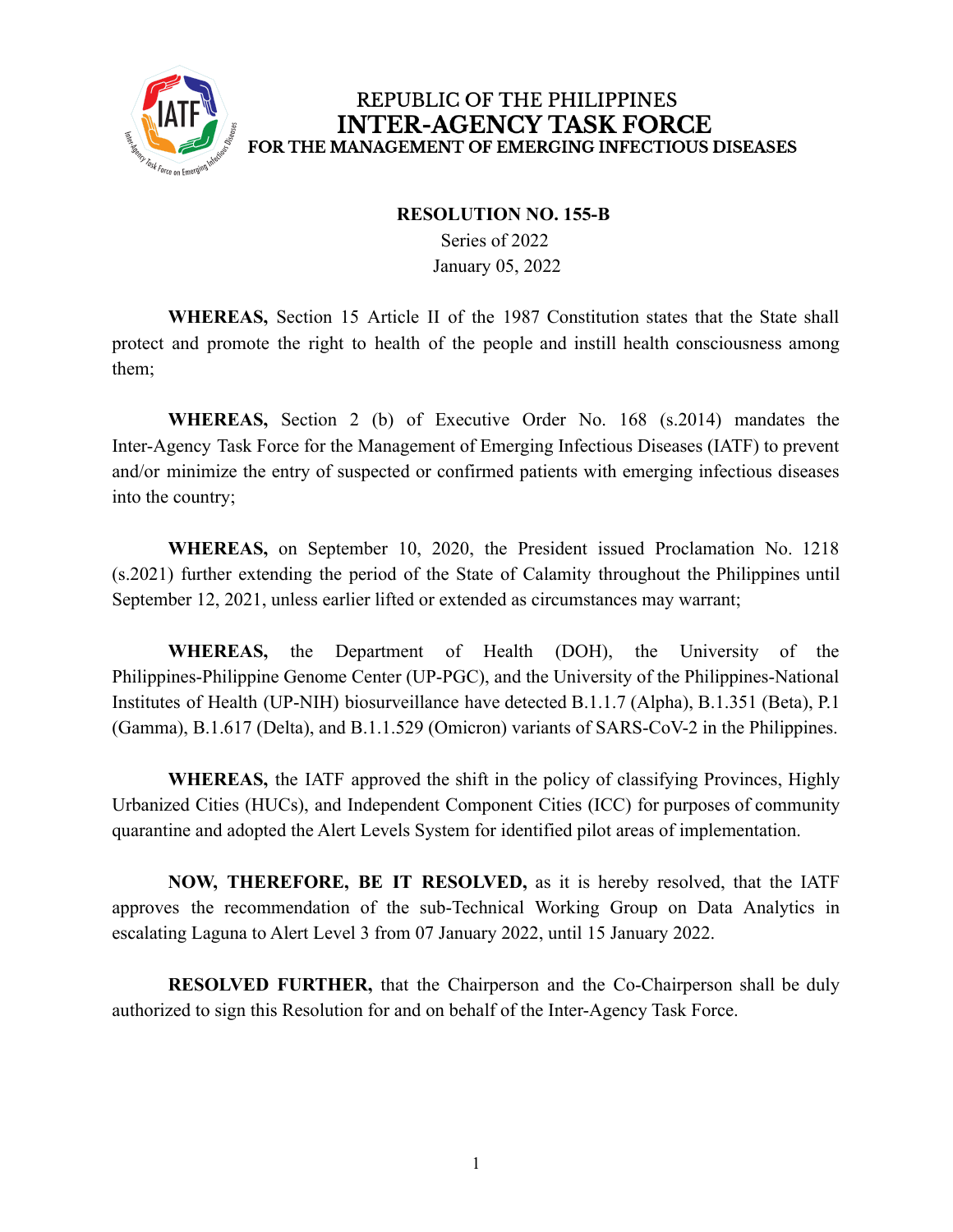REPUBLIC OF THE PHILIPPINES
**INTER-AGENCY TASK FORCE**
**FOR THE MANAGEMENT OF EMERGING INFECTIOUS DISEASES**

**RESOLUTION NO. 155-B**
Series of 2022
January 05, 2022

**WHEREAS,** Section 15 Article II of the 1987 Constitution states that the State shall protect and promote the right to health of the people and instill health consciousness among them;

**WHEREAS,** Section 2 (b) of Executive Order No. 168 (s.2014) mandates the Inter-Agency Task Force for the Management of Emerging Infectious Diseases (IATF) to prevent and/or minimize the entry of suspected or confirmed patients with emerging infectious diseases into the country;

**WHEREAS,** on September 10, 2020, the President issued Proclamation No. 1218 (s.2021) further extending the period of the State of Calamity throughout the Philippines until September 12, 2021, unless earlier lifted or extended as circumstances may warrant;

**WHEREAS,** the Department of Health (DOH), the University of the Philippines-Philippine Genome Center (UP-PGC), and the University of the Philippines-National Institutes of Health (UP-NIH) biosurveillance have detected B.1.1.7 (Alpha), B.1.351 (Beta), P.1 (Gamma), B.1.617 (Delta), and B.1.1.529 (Omicron) variants of SARS-CoV-2 in the Philippines.

**WHEREAS,** the IATF approved the shift in the policy of classifying Provinces, Highly Urbanized Cities (HUCs), and Independent Component Cities (ICC) for purposes of community quarantine and adopted the Alert Levels System for identified pilot areas of implementation.

**NOW, THEREFORE, BE IT RESOLVED,** as it is hereby resolved, that the IATF approves the recommendation of the sub-Technical Working Group on Data Analytics in escalating Laguna to Alert Level 3 from 07 January 2022, until 15 January 2022.

**RESOLVED FURTHER,** that the Chairperson and the Co-Chairperson shall be duly authorized to sign this Resolution for and on behalf of the Inter-Agency Task Force.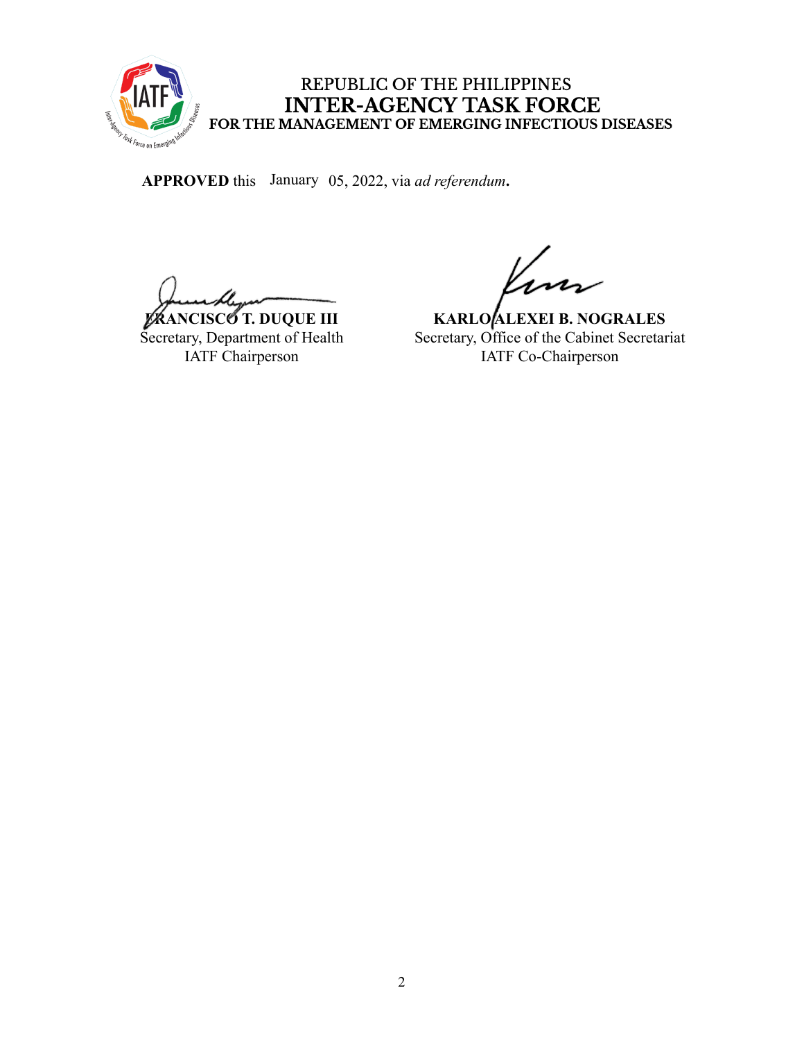REPUBLIC OF THE PHILIPPINES
**INTER-AGENCY TASK FORCE**
**FOR THE MANAGEMENT OF EMERGING INFECTIOUS DISEASES**

**APPROVED** this January 05, 2022, via *ad referendum***.**

| | |
|---|---|
| **FRANCISCO T. DUQUE III** | **KARLO ALEXEI B. NOGRALES** |
| Secretary, Department of Health | Secretary, Office of the Cabinet Secretariat |
| IATF Chairperson | IATF Co-Chairperson |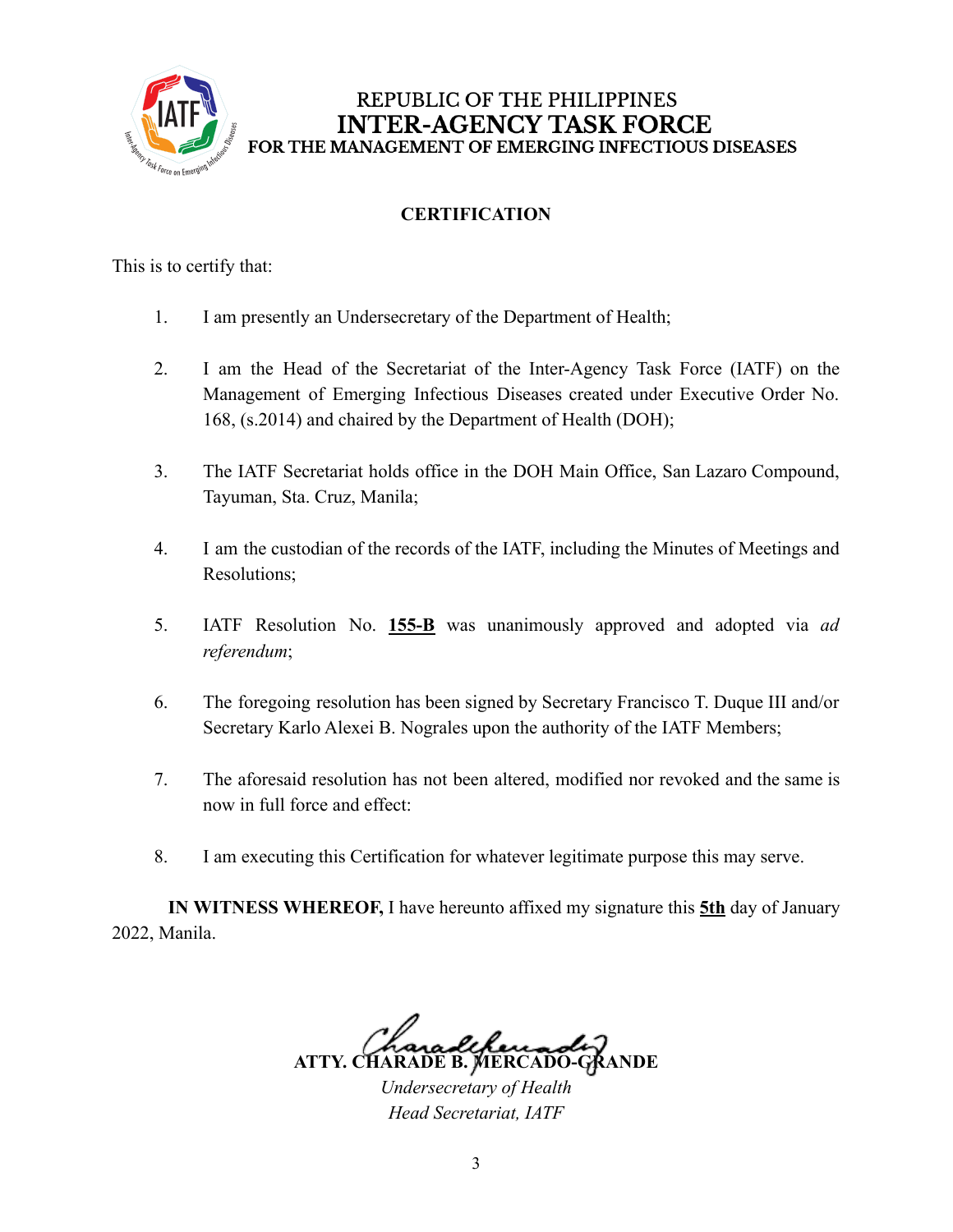REPUBLIC OF THE PHILIPPINES
**INTER-AGENCY TASK FORCE**
**FOR THE MANAGEMENT OF EMERGING INFECTIOUS DISEASES**

## CERTIFICATION

This is to certify that:

1. I am presently an Undersecretary of the Department of Health;

2. I am the Head of the Secretariat of the Inter-Agency Task Force (IATF) on the Management of Emerging Infectious Diseases created under Executive Order No. 168, (s.2014) and chaired by the Department of Health (DOH);

3. The IATF Secretariat holds office in the DOH Main Office, San Lazaro Compound, Tayuman, Sta. Cruz, Manila;

4. I am the custodian of the records of the IATF, including the Minutes of Meetings and Resolutions;

5. IATF Resolution No. **155-B** was unanimously approved and adopted via *ad referendum*;

6. The foregoing resolution has been signed by Secretary Francisco T. Duque III and/or Secretary Karlo Alexei B. Nograles upon the authority of the IATF Members;

7. The aforesaid resolution has not been altered, modified nor revoked and the same is now in full force and effect:

8. I am executing this Certification for whatever legitimate purpose this may serve.

**IN WITNESS WHEREOF,** I have hereunto affixed my signature this **5th** day of January 2022, Manila.

**ATTY. CHARADE B. MERCADO-GRANDE**
*Undersecretary of Health*
*Head Secretariat, IATF*